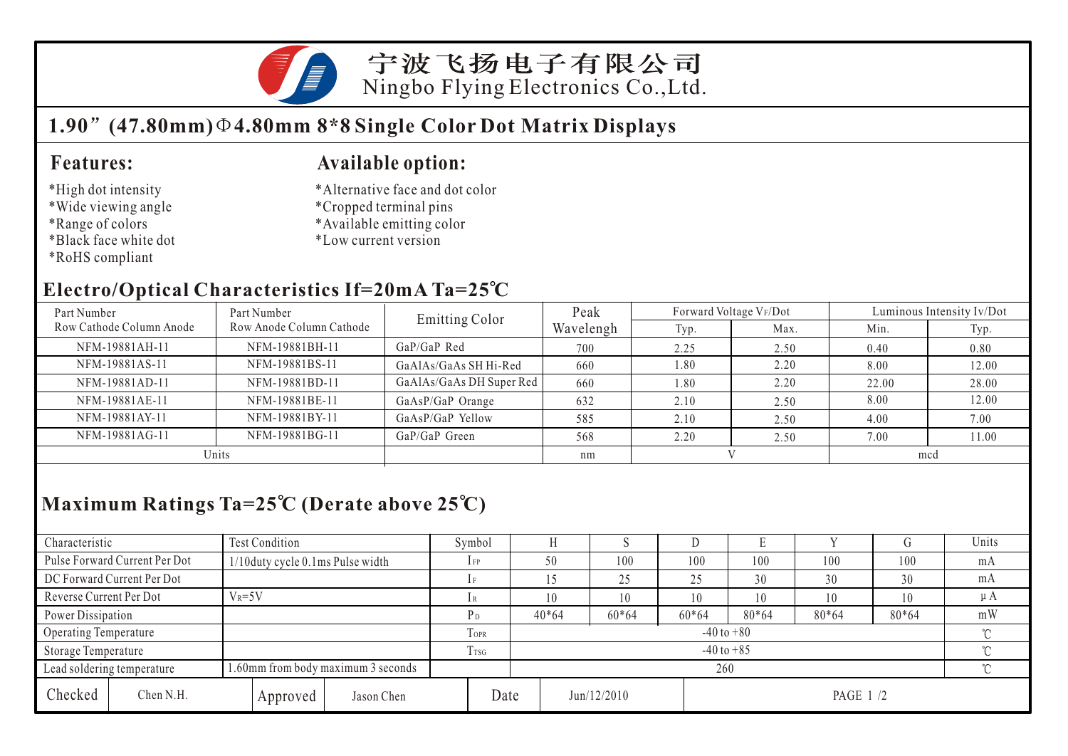宁波飞扬电子有限公司
Ningbo Flying Electronics Co.,Ltd.

# 1.90”(47.80mm)Φ4.80mm 8*8 Single Color Dot Matrix Displays

## Features:

*High dot intensity
*Wide viewing angle
*Range of colors
*Black face white dot
*RoHS compliant

## Available option:

*Alternative face and dot color
*Cropped terminal pins
*Available emitting color
*Low current version

## Electro/Optical Characteristics If=20mA Ta=25℃

| Part Number Row Cathode Column Anode | Part Number Row Anode Column Cathode | Emitting Color | Peak Wavelengh | Forward Voltage $V_F$/Dot | | Luminous Intensity Iv/Dot | |
|---|---|---|---|---|---|---|---|
| | | | | Typ. | Max. | Min. | Typ. |
| NFM-19881AH-11 | NFM-19881BH-11 | GaP/GaP Red | 700 | 2.25 | 2.50 | 0.40 | 0.80 |
| NFM-19881AS-11 | NFM-19881BS-11 | GaAlAs/GaAs SH Hi-Red | 660 | 1.80 | 2.20 | 8.00 | 12.00 |
| NFM-19881AD-11 | NFM-19881BD-11 | GaAlAs/GaAs DH Super Red | 660 | 1.80 | 2.20 | 22.00 | 28.00 |
| NFM-19881AE-11 | NFM-19881BE-11 | GaAsP/GaP Orange | 632 | 2.10 | 2.50 | 8.00 | 12.00 |
| NFM-19881AY-11 | NFM-19881BY-11 | GaAsP/GaP Yellow | 585 | 2.10 | 2.50 | 4.00 | 7.00 |
| NFM-19881AG-11 | NFM-19881BG-11 | GaP/GaP Green | 568 | 2.20 | 2.50 | 7.00 | 11.00 |
| Units | | | nm | V | | mcd | |

## Maximum Ratings Ta=25℃ (Derate above 25℃)

| Characteristic | Test Condition | Symbol | H | S | D | E | Y | G | Units |
|---|---|---|---|---|---|---|---|---|---|
| Pulse Forward Current Per Dot | 1/10duty cycle 0.1ms Pulse width | $I_{FP}$ | 50 | 100 | 100 | 100 | 100 | 100 | mA |
| DC Forward Current Per Dot | | $I_F$ | 15 | 25 | 25 | 30 | 30 | 30 | mA |
| Reverse Current Per Dot | $V_R$=5V | $I_R$ | 10 | 10 | 10 | 10 | 10 | 10 | μA |
| Power Dissipation | | $P_D$ | 40*64 | 60*64 | 60*64 | 80*64 | 80*64 | 80*64 | mW |
| Operating Temperature | | $T_{OPR}$ | -40 to +80 | | | | | | ℃ |
| Storage Temperature | | $T_{TSG}$ | -40 to +85 | | | | | | ℃ |
| Lead soldering temperature | 1.60mm from body maximum 3 seconds | | 260 | | | | | | ℃ |

| Checked | Chen N.H. | Approved | Jason Chen | Date | Jun/12/2010 |
|---|---|---|---|---|---|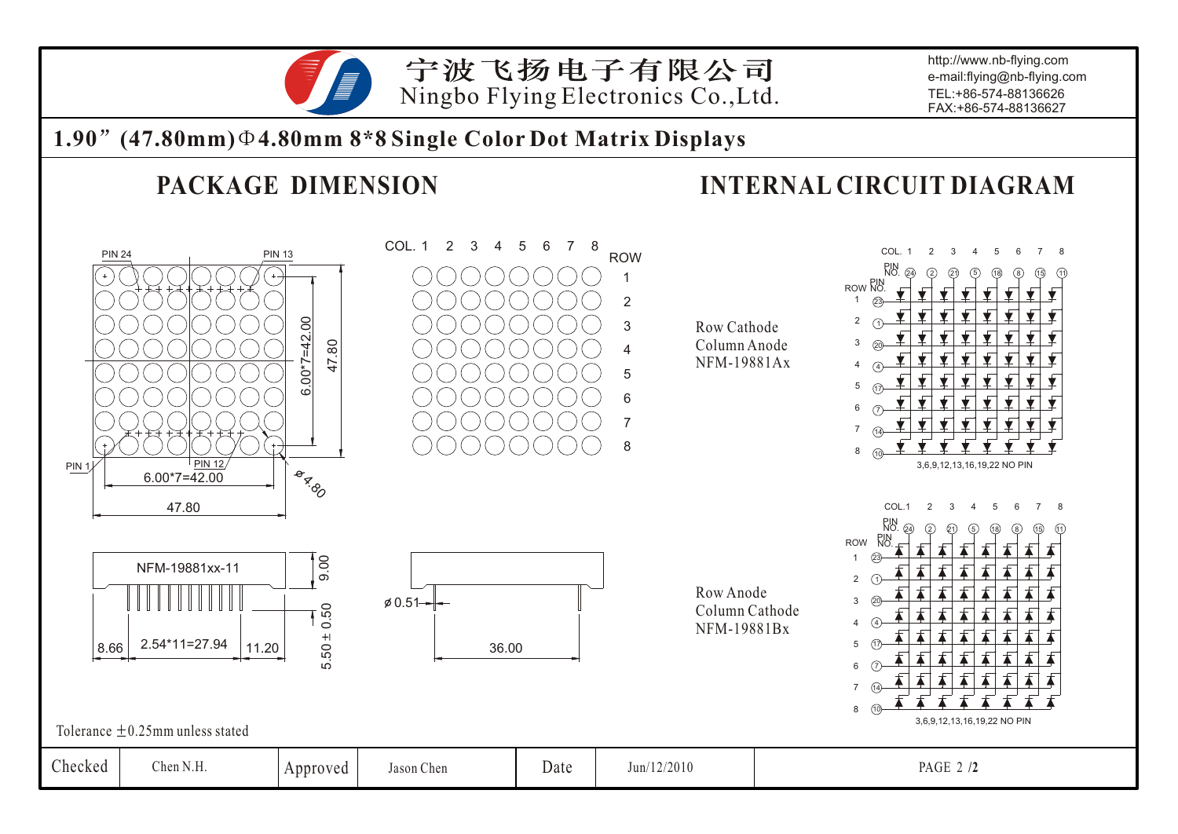宁波飞扬电子有限公司
Ningbo Flying Electronics Co.,Ltd.

http://www.nb-flying.com
e-mail:flying@nb-flying.com
TEL:+86-574-88136626
FAX:+86-574-88136627

# 1.90”(47.80mm) Φ4.80mm 8*8 Single Color Dot Matrix Displays

## PACKAGE DIMENSION

PIN 24
PIN 13
PIN 1
PIN 12
6.00*7=42.00
47.80
6.00*7=42.00
47.80
ø4.80

COL. 1 2 3 4 5 6 7 8
ROW
1
2
3
4
5
6
7
8

NFM-19881xx-11
9.00
5.50±0.50
8.66
2.54*11=27.94
11.20
ø0.51
36.00

Tolerance ±0.25mm unless stated

## INTERNAL CIRCUIT DIAGRAM

Row Cathode
Column Anode
NFM-19881Ax

COL. 1 2 3 4 5 6 7 8
PIN NO. 24 2 21 5 18 8 15 11
ROW PIN NO.
1 23
2 1
3 20
4 4
5 17
6 7
7 14
8 10
3,6,9,12,13,16,19,22 NO PIN

Row Anode
Column Cathode
NFM-19881Bx

COL.1 2 3 4 5 6 7 8
PIN NO. 24 2 21 5 18 8 15 11
ROW PIN NO.
1 23
2 1
3 20
4 4
5 17
6 7
7 14
8 10
3,6,9,12,13,16,19,22 NO PIN

| Checked | Chen N.H. | Approved | Jason Chen | Date | Jun/12/2010 |
|---|---|---|---|---|---|